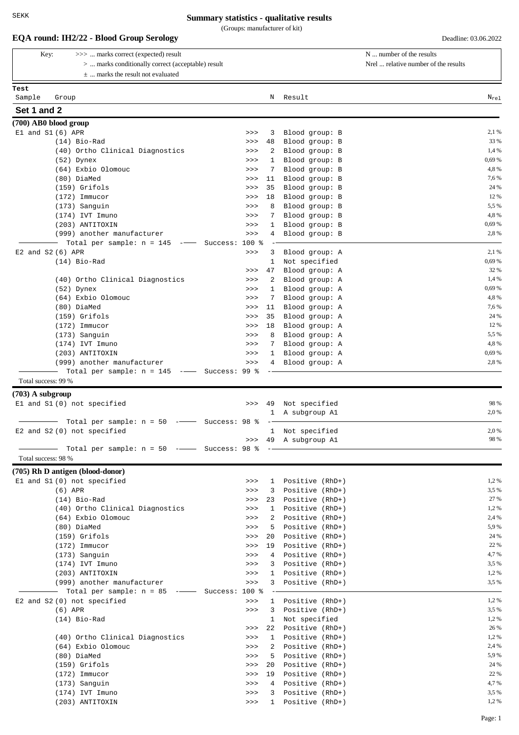# Summary statistics - qualitative results

(Groups: manufacturer of kit)

## EQA round: IH2/22 - Blood Group Serology

Deadline: 03.06.2022

| Key: | |
|---|---|
| >>> ... marks correct (expected) result | N ... number of the results |
| > ... marks conditionally correct (acceptable) result | Nrel ... relative number of the results |
| ± ... marks the result not evaluated | |

## Set 1 and 2

### (700) AB0 blood group

| Sample | Group | | N | Result | $N_{rel}$ |
|---|---|---|---|---|---|
| E1 and S1 | (6) APR | >>> | 3 | Blood group: B | 2,1 % |
| | (14) Bio-Rad | >>> | 48 | Blood group: B | 33 % |
| | (40) Ortho Clinical Diagnostics | >>> | 2 | Blood group: B | 1,4 % |
| | (52) Dynex | >>> | 1 | Blood group: B | 0,69 % |
| | (64) Exbio Olomouc | >>> | 7 | Blood group: B | 4,8 % |
| | (80) DiaMed | >>> | 11 | Blood group: B | 7,6 % |
| | (159) Grifols | >>> | 35 | Blood group: B | 24 % |
| | (172) Immucor | >>> | 18 | Blood group: B | 12 % |
| | (173) Sanguin | >>> | 8 | Blood group: B | 5,5 % |
| | (174) IVT Imuno | >>> | 7 | Blood group: B | 4,8 % |
| | (203) ANTITOXIN | >>> | 1 | Blood group: B | 0,69 % |
| | (999) another manufacturer | >>> | 4 | Blood group: B | 2,8 % |
| | Total per sample: n = 145 — Success: 100 % | | | | |
| E2 and S2 | (6) APR | >>> | 3 | Blood group: A | 2,1 % |
| | (14) Bio-Rad | | 1 | Not specified | 0,69 % |
| | | >>> | 47 | Blood group: A | 32 % |
| | (40) Ortho Clinical Diagnostics | >>> | 2 | Blood group: A | 1,4 % |
| | (52) Dynex | >>> | 1 | Blood group: A | 0,69 % |
| | (64) Exbio Olomouc | >>> | 7 | Blood group: A | 4,8 % |
| | (80) DiaMed | >>> | 11 | Blood group: A | 7,6 % |
| | (159) Grifols | >>> | 35 | Blood group: A | 24 % |
| | (172) Immucor | >>> | 18 | Blood group: A | 12 % |
| | (173) Sanguin | >>> | 8 | Blood group: A | 5,5 % |
| | (174) IVT Imuno | >>> | 7 | Blood group: A | 4,8 % |
| | (203) ANTITOXIN | >>> | 1 | Blood group: A | 0,69 % |
| | (999) another manufacturer | >>> | 4 | Blood group: A | 2,8 % |
| | Total per sample: n = 145 — Success: 99 % | | | | |

Total success: 99 %

### (703) A subgroup

| Sample | Group | | N | Result | $N_{rel}$ |
|---|---|---|---|---|---|
| E1 and S1 | (0) not specified | >>> | 49 | Not specified | 98 % |
| | | | 1 | A subgroup A1 | 2,0 % |
| | Total per sample: n = 50 — Success: 98 % | | | | |
| E2 and S2 | (0) not specified | | 1 | Not specified | 2,0 % |
| | | >>> | 49 | A subgroup A1 | 98 % |
| | Total per sample: n = 50 — Success: 98 % | | | | |

Total success: 98 %

### (705) Rh D antigen (blood-donor)

| Sample | Group | | N | Result | $N_{rel}$ |
|---|---|---|---|---|---|
| E1 and S1 | (0) not specified | >>> | 1 | Positive (RhD+) | 1,2 % |
| | (6) APR | >>> | 3 | Positive (RhD+) | 3,5 % |
| | (14) Bio-Rad | >>> | 23 | Positive (RhD+) | 27 % |
| | (40) Ortho Clinical Diagnostics | >>> | 1 | Positive (RhD+) | 1,2 % |
| | (64) Exbio Olomouc | >>> | 2 | Positive (RhD+) | 2,4 % |
| | (80) DiaMed | >>> | 5 | Positive (RhD+) | 5,9 % |
| | (159) Grifols | >>> | 20 | Positive (RhD+) | 24 % |
| | (172) Immucor | >>> | 19 | Positive (RhD+) | 22 % |
| | (173) Sanguin | >>> | 4 | Positive (RhD+) | 4,7 % |
| | (174) IVT Imuno | >>> | 3 | Positive (RhD+) | 3,5 % |
| | (203) ANTITOXIN | >>> | 1 | Positive (RhD+) | 1,2 % |
| | (999) another manufacturer | >>> | 3 | Positive (RhD+) | 3,5 % |
| | Total per sample: n = 85 — Success: 100 % | | | | |
| E2 and S2 | (0) not specified | >>> | 1 | Positive (RhD+) | 1,2 % |
| | (6) APR | >>> | 3 | Positive (RhD+) | 3,5 % |
| | (14) Bio-Rad | | 1 | Not specified | 1,2 % |
| | | >>> | 22 | Positive (RhD+) | 26 % |
| | (40) Ortho Clinical Diagnostics | >>> | 1 | Positive (RhD+) | 1,2 % |
| | (64) Exbio Olomouc | >>> | 2 | Positive (RhD+) | 2,4 % |
| | (80) DiaMed | >>> | 5 | Positive (RhD+) | 5,9 % |
| | (159) Grifols | >>> | 20 | Positive (RhD+) | 24 % |
| | (172) Immucor | >>> | 19 | Positive (RhD+) | 22 % |
| | (173) Sanguin | >>> | 4 | Positive (RhD+) | 4,7 % |
| | (174) IVT Imuno | >>> | 3 | Positive (RhD+) | 3,5 % |
| | (203) ANTITOXIN | >>> | 1 | Positive (RhD+) | 1,2 % |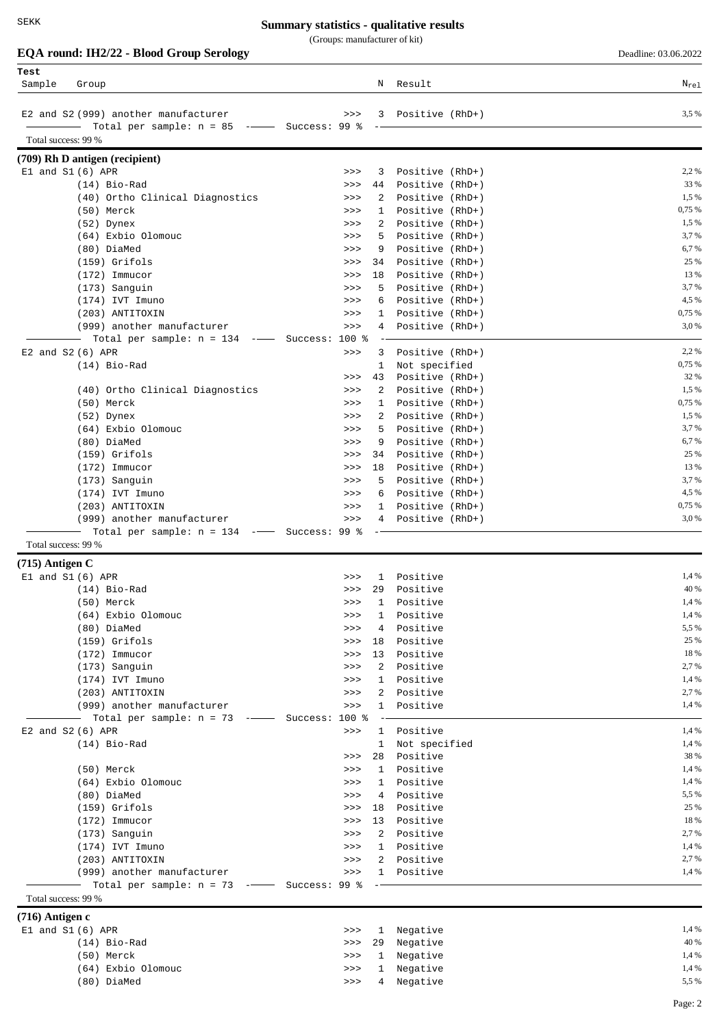# EQA round: IH2/22 - Blood Group Serology

Summary statistics - qualitative results

(Groups: manufacturer of kit)

Deadline: 03.06.2022

| Test Sample | Group | | N | Result | N_rel |
|---|---|---|---|---|---|
| E2 and S2 | (999) another manufacturer | >>> | 3 | Positive (RhD+) | 3,5 % |
| | Total per sample: n = 85 — Success: 99 % | | | | |

Total success: 99 %

## (709) Rh D antigen (recipient)

| Sample | Group | | N | Result | N_rel |
|---|---|---|---|---|---|
| E1 and S1 | (6) APR | >>> | 3 | Positive (RhD+) | 2,2 % |
| | (14) Bio-Rad | >>> | 44 | Positive (RhD+) | 33 % |
| | (40) Ortho Clinical Diagnostics | >>> | 2 | Positive (RhD+) | 1,5 % |
| | (50) Merck | >>> | 1 | Positive (RhD+) | 0,75 % |
| | (52) Dynex | >>> | 2 | Positive (RhD+) | 1,5 % |
| | (64) Exbio Olomouc | >>> | 5 | Positive (RhD+) | 3,7 % |
| | (80) DiaMed | >>> | 9 | Positive (RhD+) | 6,7 % |
| | (159) Grifols | >>> | 34 | Positive (RhD+) | 25 % |
| | (172) Immucor | >>> | 18 | Positive (RhD+) | 13 % |
| | (173) Sanguin | >>> | 5 | Positive (RhD+) | 3,7 % |
| | (174) IVT Imuno | >>> | 6 | Positive (RhD+) | 4,5 % |
| | (203) ANTITOXIN | >>> | 1 | Positive (RhD+) | 0,75 % |
| | (999) another manufacturer | >>> | 4 | Positive (RhD+) | 3,0 % |
| | Total per sample: n = 134 — Success: 100 % | | | | |
| E2 and S2 | (6) APR | >>> | 3 | Positive (RhD+) | 2,2 % |
| | (14) Bio-Rad | | 1 | Not specified | 0,75 % |
| | | >>> | 43 | Positive (RhD+) | 32 % |
| | (40) Ortho Clinical Diagnostics | >>> | 2 | Positive (RhD+) | 1,5 % |
| | (50) Merck | >>> | 1 | Positive (RhD+) | 0,75 % |
| | (52) Dynex | >>> | 2 | Positive (RhD+) | 1,5 % |
| | (64) Exbio Olomouc | >>> | 5 | Positive (RhD+) | 3,7 % |
| | (80) DiaMed | >>> | 9 | Positive (RhD+) | 6,7 % |
| | (159) Grifols | >>> | 34 | Positive (RhD+) | 25 % |
| | (172) Immucor | >>> | 18 | Positive (RhD+) | 13 % |
| | (173) Sanguin | >>> | 5 | Positive (RhD+) | 3,7 % |
| | (174) IVT Imuno | >>> | 6 | Positive (RhD+) | 4,5 % |
| | (203) ANTITOXIN | >>> | 1 | Positive (RhD+) | 0,75 % |
| | (999) another manufacturer | >>> | 4 | Positive (RhD+) | 3,0 % |
| | Total per sample: n = 134 — Success: 99 % | | | | |

Total success: 99 %

## (715) Antigen C

| Sample | Group | | N | Result | N_rel |
|---|---|---|---|---|---|
| E1 and S1 | (6) APR | >>> | 1 | Positive | 1,4 % |
| | (14) Bio-Rad | >>> | 29 | Positive | 40 % |
| | (50) Merck | >>> | 1 | Positive | 1,4 % |
| | (64) Exbio Olomouc | >>> | 1 | Positive | 1,4 % |
| | (80) DiaMed | >>> | 4 | Positive | 5,5 % |
| | (159) Grifols | >>> | 18 | Positive | 25 % |
| | (172) Immucor | >>> | 13 | Positive | 18 % |
| | (173) Sanguin | >>> | 2 | Positive | 2,7 % |
| | (174) IVT Imuno | >>> | 1 | Positive | 1,4 % |
| | (203) ANTITOXIN | >>> | 2 | Positive | 2,7 % |
| | (999) another manufacturer | >>> | 1 | Positive | 1,4 % |
| | Total per sample: n = 73 — Success: 100 % | | | | |
| E2 and S2 | (6) APR | >>> | 1 | Positive | 1,4 % |
| | (14) Bio-Rad | | 1 | Not specified | 1,4 % |
| | | >>> | 28 | Positive | 38 % |
| | (50) Merck | >>> | 1 | Positive | 1,4 % |
| | (64) Exbio Olomouc | >>> | 1 | Positive | 1,4 % |
| | (80) DiaMed | >>> | 4 | Positive | 5,5 % |
| | (159) Grifols | >>> | 18 | Positive | 25 % |
| | (172) Immucor | >>> | 13 | Positive | 18 % |
| | (173) Sanguin | >>> | 2 | Positive | 2,7 % |
| | (174) IVT Imuno | >>> | 1 | Positive | 1,4 % |
| | (203) ANTITOXIN | >>> | 2 | Positive | 2,7 % |
| | (999) another manufacturer | >>> | 1 | Positive | 1,4 % |
| | Total per sample: n = 73 — Success: 99 % | | | | |

Total success: 99 %

## (716) Antigen c

| Sample | Group | | N | Result | N_rel |
|---|---|---|---|---|---|
| E1 and S1 | (6) APR | >>> | 1 | Negative | 1,4 % |
| | (14) Bio-Rad | >>> | 29 | Negative | 40 % |
| | (50) Merck | >>> | 1 | Negative | 1,4 % |
| | (64) Exbio Olomouc | >>> | 1 | Negative | 1,4 % |
| | (80) DiaMed | >>> | 4 | Negative | 5,5 % |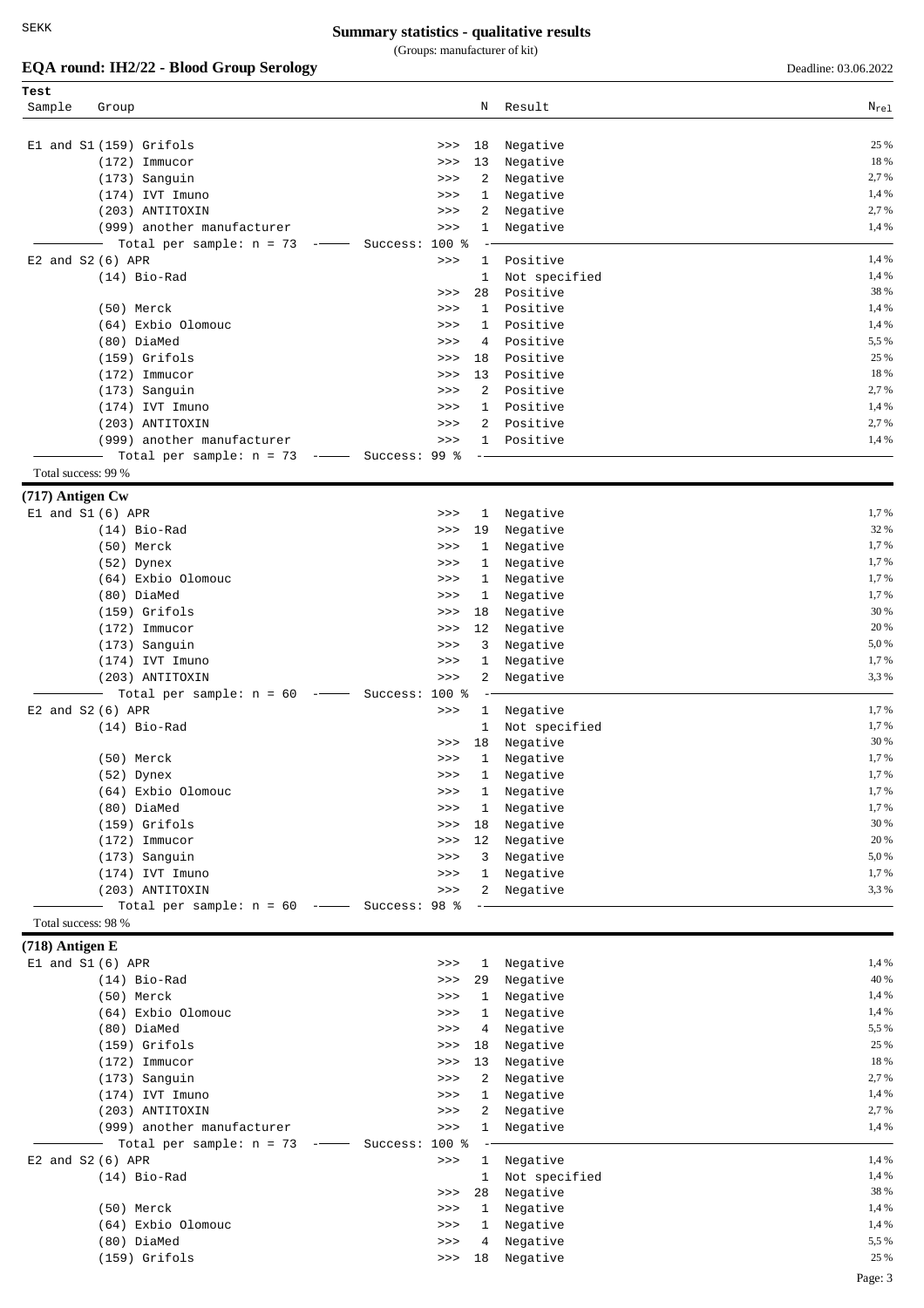# Summary statistics - qualitative results

(Groups: manufacturer of kit)

## EQA round: IH2/22 - Blood Group Serology

Deadline: 03.06.2022

| Sample | Group | | N | Result | $N_{rel}$ |
|---|---|---|---|---|---|
| E1 and S1 | (159) Grifols | >>> | 18 | Negative | 25 % |
| | (172) Immucor | >>> | 13 | Negative | 18 % |
| | (173) Sanguin | >>> | 2 | Negative | 2,7 % |
| | (174) IVT Imuno | >>> | 1 | Negative | 1,4 % |
| | (203) ANTITOXIN | >>> | 2 | Negative | 2,7 % |
| | (999) another manufacturer | >>> | 1 | Negative | 1,4 % |
| | Total per sample: n = 73 | Success: 100 % | | | |
| E2 and S2 | (6) APR | >>> | 1 | Positive | 1,4 % |
| | (14) Bio-Rad | | 1 | Not specified | 1,4 % |
| | | >>> | 28 | Positive | 38 % |
| | (50) Merck | >>> | 1 | Positive | 1,4 % |
| | (64) Exbio Olomouc | >>> | 1 | Positive | 1,4 % |
| | (80) DiaMed | >>> | 4 | Positive | 5,5 % |
| | (159) Grifols | >>> | 18 | Positive | 25 % |
| | (172) Immucor | >>> | 13 | Positive | 18 % |
| | (173) Sanguin | >>> | 2 | Positive | 2,7 % |
| | (174) IVT Imuno | >>> | 1 | Positive | 1,4 % |
| | (203) ANTITOXIN | >>> | 2 | Positive | 2,7 % |
| | (999) another manufacturer | >>> | 1 | Positive | 1,4 % |
| | Total per sample: n = 73 | Success: 99 % | | | |

Total success: 99 %

### (717) Antigen Cw

| Sample | Group | | N | Result | $N_{rel}$ |
|---|---|---|---|---|---|
| E1 and S1 | (6) APR | >>> | 1 | Negative | 1,7 % |
| | (14) Bio-Rad | >>> | 19 | Negative | 32 % |
| | (50) Merck | >>> | 1 | Negative | 1,7 % |
| | (52) Dynex | >>> | 1 | Negative | 1,7 % |
| | (64) Exbio Olomouc | >>> | 1 | Negative | 1,7 % |
| | (80) DiaMed | >>> | 1 | Negative | 1,7 % |
| | (159) Grifols | >>> | 18 | Negative | 30 % |
| | (172) Immucor | >>> | 12 | Negative | 20 % |
| | (173) Sanguin | >>> | 3 | Negative | 5,0 % |
| | (174) IVT Imuno | >>> | 1 | Negative | 1,7 % |
| | (203) ANTITOXIN | >>> | 2 | Negative | 3,3 % |
| | Total per sample: n = 60 | Success: 100 % | | | |
| E2 and S2 | (6) APR | >>> | 1 | Negative | 1,7 % |
| | (14) Bio-Rad | | 1 | Not specified | 1,7 % |
| | | >>> | 18 | Negative | 30 % |
| | (50) Merck | >>> | 1 | Negative | 1,7 % |
| | (52) Dynex | >>> | 1 | Negative | 1,7 % |
| | (64) Exbio Olomouc | >>> | 1 | Negative | 1,7 % |
| | (80) DiaMed | >>> | 1 | Negative | 1,7 % |
| | (159) Grifols | >>> | 18 | Negative | 30 % |
| | (172) Immucor | >>> | 12 | Negative | 20 % |
| | (173) Sanguin | >>> | 3 | Negative | 5,0 % |
| | (174) IVT Imuno | >>> | 1 | Negative | 1,7 % |
| | (203) ANTITOXIN | >>> | 2 | Negative | 3,3 % |
| | Total per sample: n = 60 | Success: 98 % | | | |

Total success: 98 %

### (718) Antigen E

| Sample | Group | | N | Result | $N_{rel}$ |
|---|---|---|---|---|---|
| E1 and S1 | (6) APR | >>> | 1 | Negative | 1,4 % |
| | (14) Bio-Rad | >>> | 29 | Negative | 40 % |
| | (50) Merck | >>> | 1 | Negative | 1,4 % |
| | (64) Exbio Olomouc | >>> | 1 | Negative | 1,4 % |
| | (80) DiaMed | >>> | 4 | Negative | 5,5 % |
| | (159) Grifols | >>> | 18 | Negative | 25 % |
| | (172) Immucor | >>> | 13 | Negative | 18 % |
| | (173) Sanguin | >>> | 2 | Negative | 2,7 % |
| | (174) IVT Imuno | >>> | 1 | Negative | 1,4 % |
| | (203) ANTITOXIN | >>> | 2 | Negative | 2,7 % |
| | (999) another manufacturer | >>> | 1 | Negative | 1,4 % |
| | Total per sample: n = 73 | Success: 100 % | | | |
| E2 and S2 | (6) APR | >>> | 1 | Negative | 1,4 % |
| | (14) Bio-Rad | | 1 | Not specified | 1,4 % |
| | | >>> | 28 | Negative | 38 % |
| | (50) Merck | >>> | 1 | Negative | 1,4 % |
| | (64) Exbio Olomouc | >>> | 1 | Negative | 1,4 % |
| | (80) DiaMed | >>> | 4 | Negative | 5,5 % |
| | (159) Grifols | >>> | 18 | Negative | 25 % |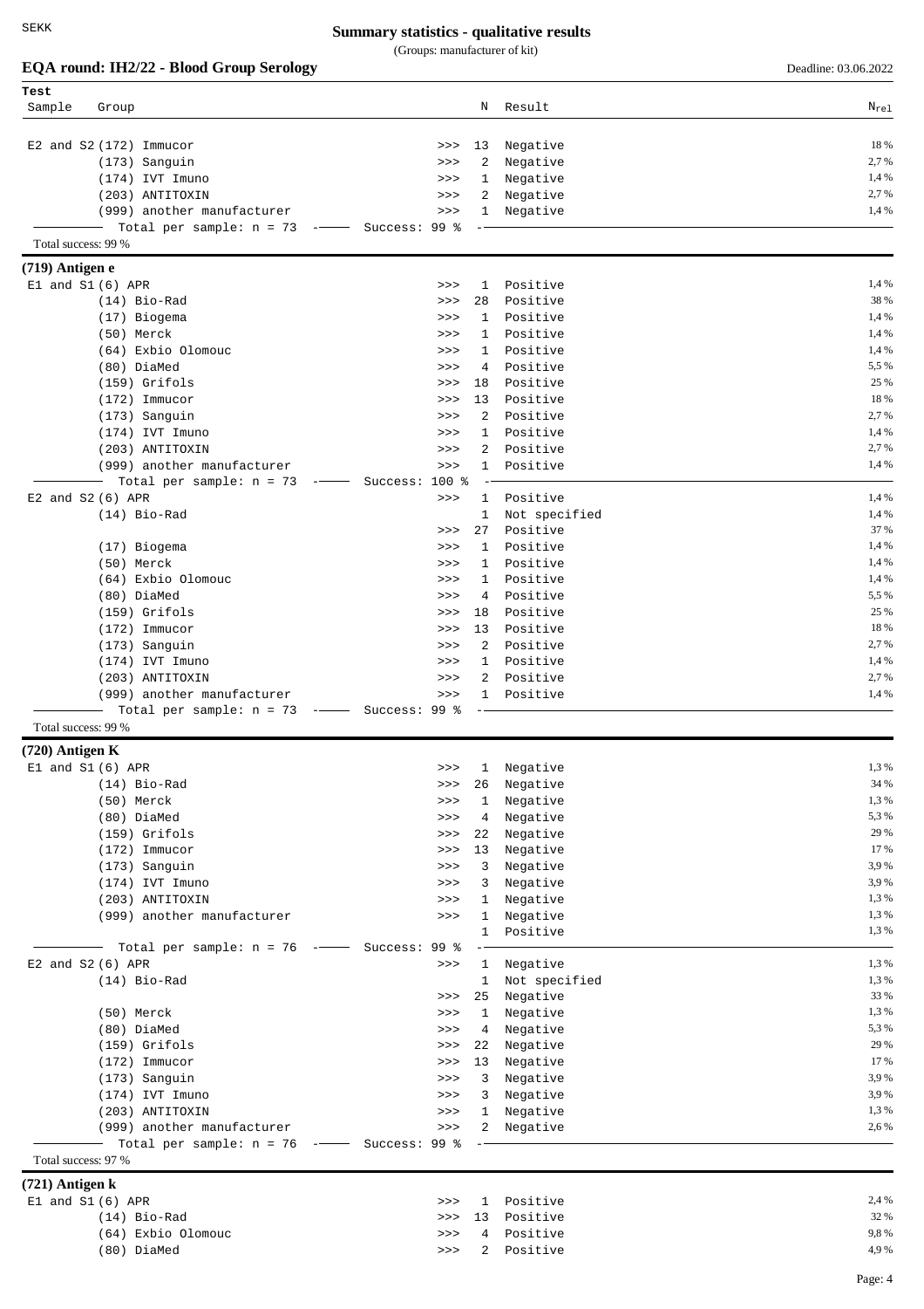# Summary statistics - qualitative results

(Groups: manufacturer of kit)

## EQA round: IH2/22 - Blood Group Serology

Deadline: 03.06.2022

| Test Sample | Group | | N | Result | N<sub>rel</sub> |
|---|---|---|---|---|---|
| E2 and S2 | (172) Immucor | >>> | 13 | Negative | 18 % |
| | (173) Sanguin | >>> | 2 | Negative | 2,7 % |
| | (174) IVT Imuno | >>> | 1 | Negative | 1,4 % |
| | (203) ANTITOXIN | >>> | 2 | Negative | 2,7 % |
| | (999) another manufacturer | >>> | 1 | Negative | 1,4 % |
| | Total per sample: n = 73 | Success: 99 % | | | |

Total success: 99 %

### (719) Antigen e

| Test Sample | Group | | N | Result | N<sub>rel</sub> |
|---|---|---|---|---|---|
| E1 and S1 | (6) APR | >>> | 1 | Positive | 1,4 % |
| | (14) Bio-Rad | >>> | 28 | Positive | 38 % |
| | (17) Biogema | >>> | 1 | Positive | 1,4 % |
| | (50) Merck | >>> | 1 | Positive | 1,4 % |
| | (64) Exbio Olomouc | >>> | 1 | Positive | 1,4 % |
| | (80) DiaMed | >>> | 4 | Positive | 5,5 % |
| | (159) Grifols | >>> | 18 | Positive | 25 % |
| | (172) Immucor | >>> | 13 | Positive | 18 % |
| | (173) Sanguin | >>> | 2 | Positive | 2,7 % |
| | (174) IVT Imuno | >>> | 1 | Positive | 1,4 % |
| | (203) ANTITOXIN | >>> | 2 | Positive | 2,7 % |
| | (999) another manufacturer | >>> | 1 | Positive | 1,4 % |
| | Total per sample: n = 73 | Success: 100 % | | | |
| E2 and S2 | (6) APR | >>> | 1 | Positive | 1,4 % |
| | (14) Bio-Rad | | 1 | Not specified | 1,4 % |
| | | >>> | 27 | Positive | 37 % |
| | (17) Biogema | >>> | 1 | Positive | 1,4 % |
| | (50) Merck | >>> | 1 | Positive | 1,4 % |
| | (64) Exbio Olomouc | >>> | 1 | Positive | 1,4 % |
| | (80) DiaMed | >>> | 4 | Positive | 5,5 % |
| | (159) Grifols | >>> | 18 | Positive | 25 % |
| | (172) Immucor | >>> | 13 | Positive | 18 % |
| | (173) Sanguin | >>> | 2 | Positive | 2,7 % |
| | (174) IVT Imuno | >>> | 1 | Positive | 1,4 % |
| | (203) ANTITOXIN | >>> | 2 | Positive | 2,7 % |
| | (999) another manufacturer | >>> | 1 | Positive | 1,4 % |
| | Total per sample: n = 73 | Success: 99 % | | | |

Total success: 99 %

### (720) Antigen K

| Test Sample | Group | | N | Result | N<sub>rel</sub> |
|---|---|---|---|---|---|
| E1 and S1 | (6) APR | >>> | 1 | Negative | 1,3 % |
| | (14) Bio-Rad | >>> | 26 | Negative | 34 % |
| | (50) Merck | >>> | 1 | Negative | 1,3 % |
| | (80) DiaMed | >>> | 4 | Negative | 5,3 % |
| | (159) Grifols | >>> | 22 | Negative | 29 % |
| | (172) Immucor | >>> | 13 | Negative | 17 % |
| | (173) Sanguin | >>> | 3 | Negative | 3,9 % |
| | (174) IVT Imuno | >>> | 3 | Negative | 3,9 % |
| | (203) ANTITOXIN | >>> | 1 | Negative | 1,3 % |
| | (999) another manufacturer | >>> | 1 | Negative | 1,3 % |
| | | | 1 | Positive | 1,3 % |
| | Total per sample: n = 76 | Success: 99 % | | | |
| E2 and S2 | (6) APR | >>> | 1 | Negative | 1,3 % |
| | (14) Bio-Rad | | 1 | Not specified | 1,3 % |
| | | >>> | 25 | Negative | 33 % |
| | (50) Merck | >>> | 1 | Negative | 1,3 % |
| | (80) DiaMed | >>> | 4 | Negative | 5,3 % |
| | (159) Grifols | >>> | 22 | Negative | 29 % |
| | (172) Immucor | >>> | 13 | Negative | 17 % |
| | (173) Sanguin | >>> | 3 | Negative | 3,9 % |
| | (174) IVT Imuno | >>> | 3 | Negative | 3,9 % |
| | (203) ANTITOXIN | >>> | 1 | Negative | 1,3 % |
| | (999) another manufacturer | >>> | 2 | Negative | 2,6 % |
| | Total per sample: n = 76 | Success: 99 % | | | |

Total success: 97 %

### (721) Antigen k

| Test Sample | Group | | N | Result | N<sub>rel</sub> |
|---|---|---|---|---|---|
| E1 and S1 | (6) APR | >>> | 1 | Positive | 2,4 % |
| | (14) Bio-Rad | >>> | 13 | Positive | 32 % |
| | (64) Exbio Olomouc | >>> | 4 | Positive | 9,8 % |
| | (80) DiaMed | >>> | 2 | Positive | 4,9 % |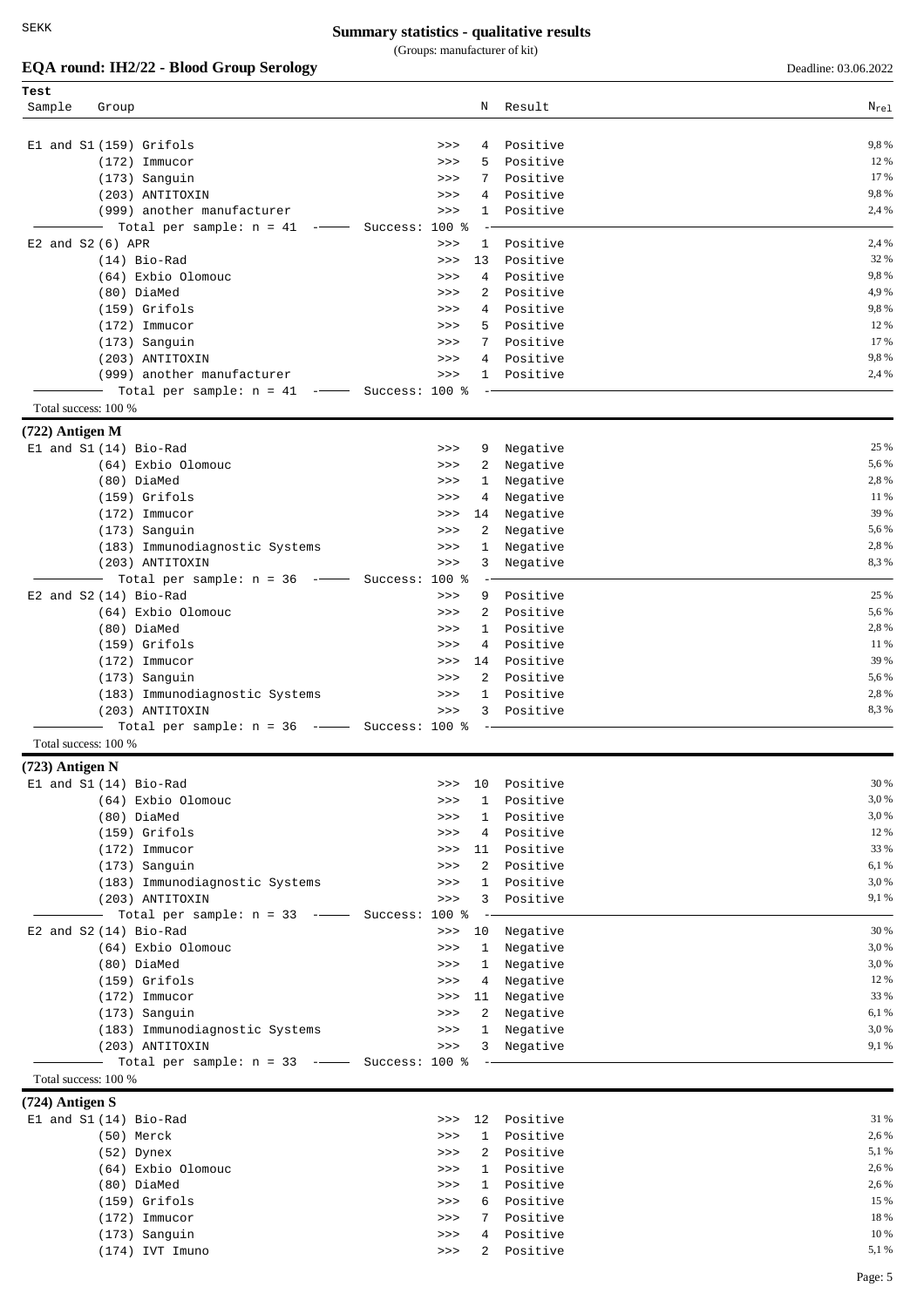# Summary statistics - qualitative results

(Groups: manufacturer of kit)

## EQA round: IH2/22 - Blood Group Serology

Deadline: 03.06.2022

| Test / Sample | Group | | N | Result | $N_{rel}$ |
|---|---|---|---|---|---|
| E1 and S1 | (159) Grifols | >>> | 4 | Positive | 9,8 % |
| | (172) Immucor | >>> | 5 | Positive | 12 % |
| | (173) Sanguin | >>> | 7 | Positive | 17 % |
| | (203) ANTITOXIN | >>> | 4 | Positive | 9,8 % |
| | (999) another manufacturer | >>> | 1 | Positive | 2,4 % |
| | Total per sample: n = 41 | Success: 100 % | | | |
| E2 and S2 | (6) APR | >>> | 1 | Positive | 2,4 % |
| | (14) Bio-Rad | >>> | 13 | Positive | 32 % |
| | (64) Exbio Olomouc | >>> | 4 | Positive | 9,8 % |
| | (80) DiaMed | >>> | 2 | Positive | 4,9 % |
| | (159) Grifols | >>> | 4 | Positive | 9,8 % |
| | (172) Immucor | >>> | 5 | Positive | 12 % |
| | (173) Sanguin | >>> | 7 | Positive | 17 % |
| | (203) ANTITOXIN | >>> | 4 | Positive | 9,8 % |
| | (999) another manufacturer | >>> | 1 | Positive | 2,4 % |
| | Total per sample: n = 41 | Success: 100 % | | | |

Total success: 100 %

### (722) Antigen M

| Sample | Group | | N | Result | $N_{rel}$ |
|---|---|---|---|---|---|
| E1 and S1 | (14) Bio-Rad | >>> | 9 | Negative | 25 % |
| | (64) Exbio Olomouc | >>> | 2 | Negative | 5,6 % |
| | (80) DiaMed | >>> | 1 | Negative | 2,8 % |
| | (159) Grifols | >>> | 4 | Negative | 11 % |
| | (172) Immucor | >>> | 14 | Negative | 39 % |
| | (173) Sanguin | >>> | 2 | Negative | 5,6 % |
| | (183) Immunodiagnostic Systems | >>> | 1 | Negative | 2,8 % |
| | (203) ANTITOXIN | >>> | 3 | Negative | 8,3 % |
| | Total per sample: n = 36 | Success: 100 % | | | |
| E2 and S2 | (14) Bio-Rad | >>> | 9 | Positive | 25 % |
| | (64) Exbio Olomouc | >>> | 2 | Positive | 5,6 % |
| | (80) DiaMed | >>> | 1 | Positive | 2,8 % |
| | (159) Grifols | >>> | 4 | Positive | 11 % |
| | (172) Immucor | >>> | 14 | Positive | 39 % |
| | (173) Sanguin | >>> | 2 | Positive | 5,6 % |
| | (183) Immunodiagnostic Systems | >>> | 1 | Positive | 2,8 % |
| | (203) ANTITOXIN | >>> | 3 | Positive | 8,3 % |
| | Total per sample: n = 36 | Success: 100 % | | | |

Total success: 100 %

### (723) Antigen N

| Sample | Group | | N | Result | $N_{rel}$ |
|---|---|---|---|---|---|
| E1 and S1 | (14) Bio-Rad | >>> | 10 | Positive | 30 % |
| | (64) Exbio Olomouc | >>> | 1 | Positive | 3,0 % |
| | (80) DiaMed | >>> | 1 | Positive | 3,0 % |
| | (159) Grifols | >>> | 4 | Positive | 12 % |
| | (172) Immucor | >>> | 11 | Positive | 33 % |
| | (173) Sanguin | >>> | 2 | Positive | 6,1 % |
| | (183) Immunodiagnostic Systems | >>> | 1 | Positive | 3,0 % |
| | (203) ANTITOXIN | >>> | 3 | Positive | 9,1 % |
| | Total per sample: n = 33 | Success: 100 % | | | |
| E2 and S2 | (14) Bio-Rad | >>> | 10 | Negative | 30 % |
| | (64) Exbio Olomouc | >>> | 1 | Negative | 3,0 % |
| | (80) DiaMed | >>> | 1 | Negative | 3,0 % |
| | (159) Grifols | >>> | 4 | Negative | 12 % |
| | (172) Immucor | >>> | 11 | Negative | 33 % |
| | (173) Sanguin | >>> | 2 | Negative | 6,1 % |
| | (183) Immunodiagnostic Systems | >>> | 1 | Negative | 3,0 % |
| | (203) ANTITOXIN | >>> | 3 | Negative | 9,1 % |
| | Total per sample: n = 33 | Success: 100 % | | | |

Total success: 100 %

### (724) Antigen S

| Sample | Group | | N | Result | $N_{rel}$ |
|---|---|---|---|---|---|
| E1 and S1 | (14) Bio-Rad | >>> | 12 | Positive | 31 % |
| | (50) Merck | >>> | 1 | Positive | 2,6 % |
| | (52) Dynex | >>> | 2 | Positive | 5,1 % |
| | (64) Exbio Olomouc | >>> | 1 | Positive | 2,6 % |
| | (80) DiaMed | >>> | 1 | Positive | 2,6 % |
| | (159) Grifols | >>> | 6 | Positive | 15 % |
| | (172) Immucor | >>> | 7 | Positive | 18 % |
| | (173) Sanguin | >>> | 4 | Positive | 10 % |
| | (174) IVT Imuno | >>> | 2 | Positive | 5,1 % |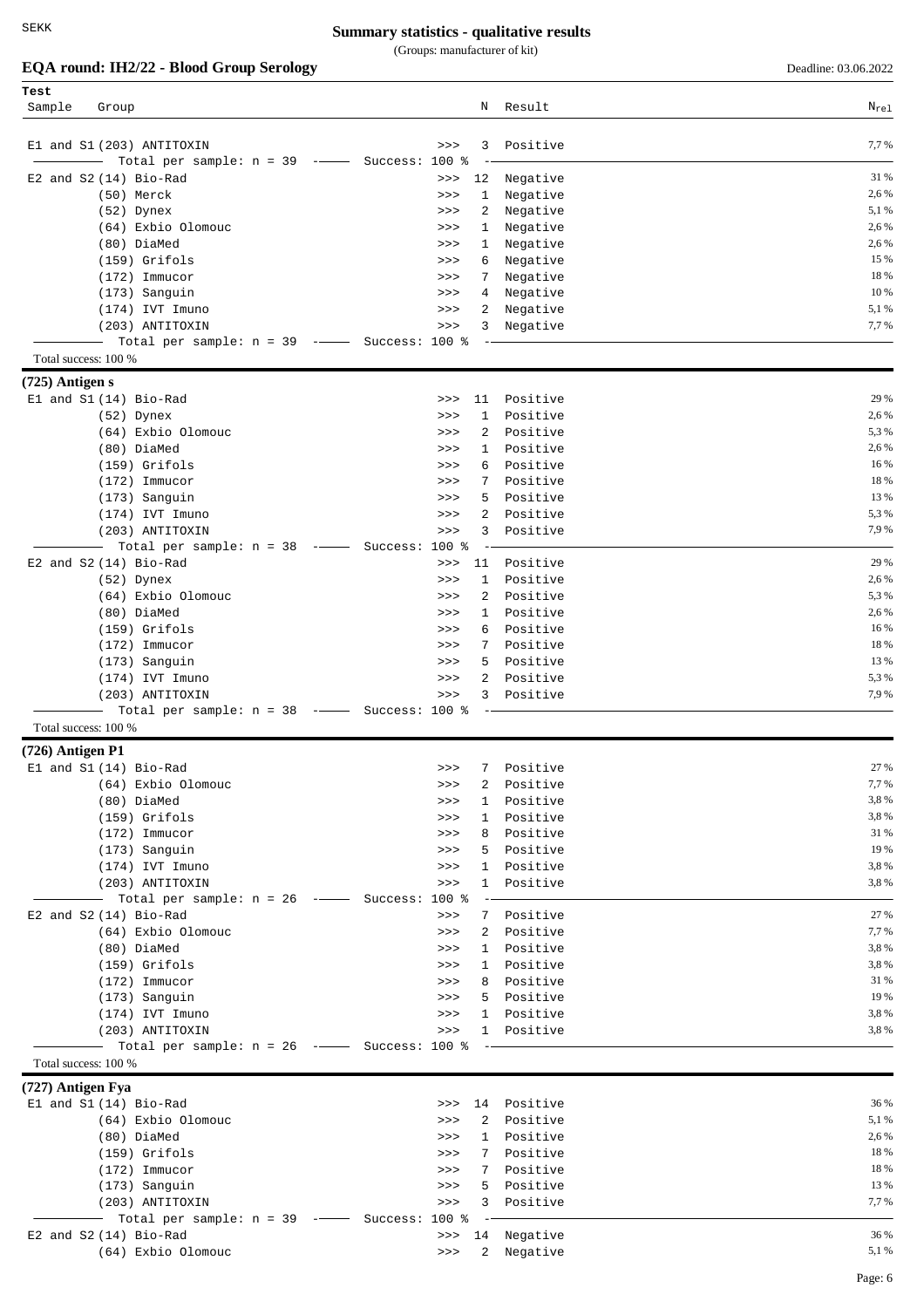## Summary statistics - qualitative results

(Groups: manufacturer of kit)

### EQA round: IH2/22 - Blood Group Serology

Deadline: 03.06.2022

| Test Sample | Group | | N | Result | $N_{rel}$ |
|---|---|---|---|---|---|
| E1 and S1 | (203) ANTITOXIN | >>> | 3 | Positive | 7,7 % |
| | Total per sample: n = 39 | Success: 100 % | | | |
| E2 and S2 | (14) Bio-Rad | >>> | 12 | Negative | 31 % |
| | (50) Merck | >>> | 1 | Negative | 2,6 % |
| | (52) Dynex | >>> | 2 | Negative | 5,1 % |
| | (64) Exbio Olomouc | >>> | 1 | Negative | 2,6 % |
| | (80) DiaMed | >>> | 1 | Negative | 2,6 % |
| | (159) Grifols | >>> | 6 | Negative | 15 % |
| | (172) Immucor | >>> | 7 | Negative | 18 % |
| | (173) Sanguin | >>> | 4 | Negative | 10 % |
| | (174) IVT Imuno | >>> | 2 | Negative | 5,1 % |
| | (203) ANTITOXIN | >>> | 3 | Negative | 7,7 % |
| | Total per sample: n = 39 | Success: 100 % | | | |

Total success: 100 %

**(725) Antigen s**

| Test Sample | Group | | N | Result | $N_{rel}$ |
|---|---|---|---|---|---|
| E1 and S1 | (14) Bio-Rad | >>> | 11 | Positive | 29 % |
| | (52) Dynex | >>> | 1 | Positive | 2,6 % |
| | (64) Exbio Olomouc | >>> | 2 | Positive | 5,3 % |
| | (80) DiaMed | >>> | 1 | Positive | 2,6 % |
| | (159) Grifols | >>> | 6 | Positive | 16 % |
| | (172) Immucor | >>> | 7 | Positive | 18 % |
| | (173) Sanguin | >>> | 5 | Positive | 13 % |
| | (174) IVT Imuno | >>> | 2 | Positive | 5,3 % |
| | (203) ANTITOXIN | >>> | 3 | Positive | 7,9 % |
| | Total per sample: n = 38 | Success: 100 % | | | |
| E2 and S2 | (14) Bio-Rad | >>> | 11 | Positive | 29 % |
| | (52) Dynex | >>> | 1 | Positive | 2,6 % |
| | (64) Exbio Olomouc | >>> | 2 | Positive | 5,3 % |
| | (80) DiaMed | >>> | 1 | Positive | 2,6 % |
| | (159) Grifols | >>> | 6 | Positive | 16 % |
| | (172) Immucor | >>> | 7 | Positive | 18 % |
| | (173) Sanguin | >>> | 5 | Positive | 13 % |
| | (174) IVT Imuno | >>> | 2 | Positive | 5,3 % |
| | (203) ANTITOXIN | >>> | 3 | Positive | 7,9 % |
| | Total per sample: n = 38 | Success: 100 % | | | |

Total success: 100 %

**(726) Antigen P1**

| Test Sample | Group | | N | Result | $N_{rel}$ |
|---|---|---|---|---|---|
| E1 and S1 | (14) Bio-Rad | >>> | 7 | Positive | 27 % |
| | (64) Exbio Olomouc | >>> | 2 | Positive | 7,7 % |
| | (80) DiaMed | >>> | 1 | Positive | 3,8 % |
| | (159) Grifols | >>> | 1 | Positive | 3,8 % |
| | (172) Immucor | >>> | 8 | Positive | 31 % |
| | (173) Sanguin | >>> | 5 | Positive | 19 % |
| | (174) IVT Imuno | >>> | 1 | Positive | 3,8 % |
| | (203) ANTITOXIN | >>> | 1 | Positive | 3,8 % |
| | Total per sample: n = 26 | Success: 100 % | | | |
| E2 and S2 | (14) Bio-Rad | >>> | 7 | Positive | 27 % |
| | (64) Exbio Olomouc | >>> | 2 | Positive | 7,7 % |
| | (80) DiaMed | >>> | 1 | Positive | 3,8 % |
| | (159) Grifols | >>> | 1 | Positive | 3,8 % |
| | (172) Immucor | >>> | 8 | Positive | 31 % |
| | (173) Sanguin | >>> | 5 | Positive | 19 % |
| | (174) IVT Imuno | >>> | 1 | Positive | 3,8 % |
| | (203) ANTITOXIN | >>> | 1 | Positive | 3,8 % |
| | Total per sample: n = 26 | Success: 100 % | | | |

Total success: 100 %

**(727) Antigen Fya**

| Test Sample | Group | | N | Result | $N_{rel}$ |
|---|---|---|---|---|---|
| E1 and S1 | (14) Bio-Rad | >>> | 14 | Positive | 36 % |
| | (64) Exbio Olomouc | >>> | 2 | Positive | 5,1 % |
| | (80) DiaMed | >>> | 1 | Positive | 2,6 % |
| | (159) Grifols | >>> | 7 | Positive | 18 % |
| | (172) Immucor | >>> | 7 | Positive | 18 % |
| | (173) Sanguin | >>> | 5 | Positive | 13 % |
| | (203) ANTITOXIN | >>> | 3 | Positive | 7,7 % |
| | Total per sample: n = 39 | Success: 100 % | | | |
| E2 and S2 | (14) Bio-Rad | >>> | 14 | Negative | 36 % |
| | (64) Exbio Olomouc | >>> | 2 | Negative | 5,1 % |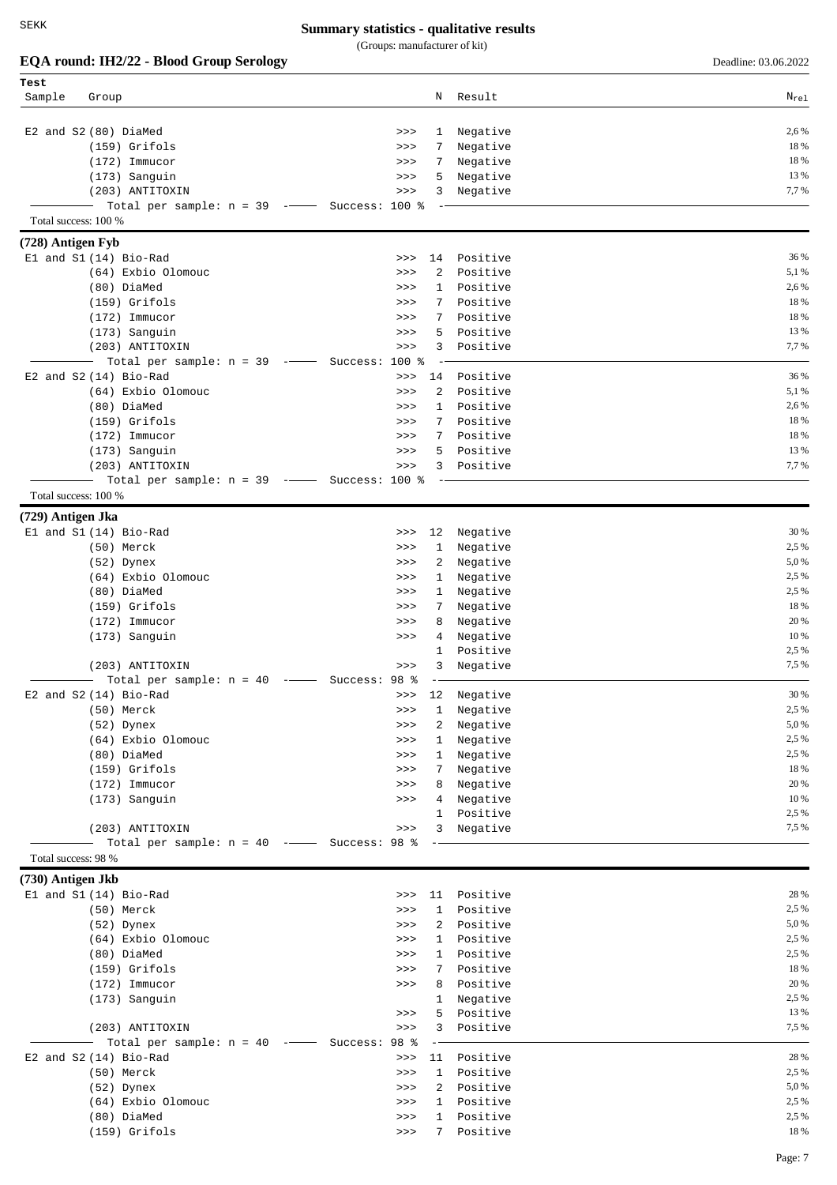## EQA round: IH2/22 - Blood Group Serology

Summary statistics - qualitative results
(Groups: manufacturer of kit)

Deadline: 03.06.2022

| Test Sample | Group | | N | Result | $N_{rel}$ |
|---|---|---|---|---|---|
| E2 and S2 | (80) DiaMed | >>> | 1 | Negative | 2,6 % |
| | (159) Grifols | >>> | 7 | Negative | 18 % |
| | (172) Immucor | >>> | 7 | Negative | 18 % |
| | (173) Sanguin | >>> | 5 | Negative | 13 % |
| | (203) ANTITOXIN | >>> | 3 | Negative | 7,7 % |
| | Total per sample: n = 39 | Success: 100 % | | | |

Total success: 100 %

### (728) Antigen Fyb

| Sample | Group | | N | Result | $N_{rel}$ |
|---|---|---|---|---|---|
| E1 and S1 | (14) Bio-Rad | >>> | 14 | Positive | 36 % |
| | (64) Exbio Olomouc | >>> | 2 | Positive | 5,1 % |
| | (80) DiaMed | >>> | 1 | Positive | 2,6 % |
| | (159) Grifols | >>> | 7 | Positive | 18 % |
| | (172) Immucor | >>> | 7 | Positive | 18 % |
| | (173) Sanguin | >>> | 5 | Positive | 13 % |
| | (203) ANTITOXIN | >>> | 3 | Positive | 7,7 % |
| | Total per sample: n = 39 | Success: 100 % | | | |
| E2 and S2 | (14) Bio-Rad | >>> | 14 | Positive | 36 % |
| | (64) Exbio Olomouc | >>> | 2 | Positive | 5,1 % |
| | (80) DiaMed | >>> | 1 | Positive | 2,6 % |
| | (159) Grifols | >>> | 7 | Positive | 18 % |
| | (172) Immucor | >>> | 7 | Positive | 18 % |
| | (173) Sanguin | >>> | 5 | Positive | 13 % |
| | (203) ANTITOXIN | >>> | 3 | Positive | 7,7 % |
| | Total per sample: n = 39 | Success: 100 % | | | |

Total success: 100 %

### (729) Antigen Jka

| Sample | Group | | N | Result | $N_{rel}$ |
|---|---|---|---|---|---|
| E1 and S1 | (14) Bio-Rad | >>> | 12 | Negative | 30 % |
| | (50) Merck | >>> | 1 | Negative | 2,5 % |
| | (52) Dynex | >>> | 2 | Negative | 5,0 % |
| | (64) Exbio Olomouc | >>> | 1 | Negative | 2,5 % |
| | (80) DiaMed | >>> | 1 | Negative | 2,5 % |
| | (159) Grifols | >>> | 7 | Negative | 18 % |
| | (172) Immucor | >>> | 8 | Negative | 20 % |
| | (173) Sanguin | >>> | 4 | Negative | 10 % |
| | | | 1 | Positive | 2,5 % |
| | (203) ANTITOXIN | >>> | 3 | Negative | 7,5 % |
| | Total per sample: n = 40 | Success: 98 % | | | |
| E2 and S2 | (14) Bio-Rad | >>> | 12 | Negative | 30 % |
| | (50) Merck | >>> | 1 | Negative | 2,5 % |
| | (52) Dynex | >>> | 2 | Negative | 5,0 % |
| | (64) Exbio Olomouc | >>> | 1 | Negative | 2,5 % |
| | (80) DiaMed | >>> | 1 | Negative | 2,5 % |
| | (159) Grifols | >>> | 7 | Negative | 18 % |
| | (172) Immucor | >>> | 8 | Negative | 20 % |
| | (173) Sanguin | >>> | 4 | Negative | 10 % |
| | | | 1 | Positive | 2,5 % |
| | (203) ANTITOXIN | >>> | 3 | Negative | 7,5 % |
| | Total per sample: n = 40 | Success: 98 % | | | |

Total success: 98 %

### (730) Antigen Jkb

| Sample | Group | | N | Result | $N_{rel}$ |
|---|---|---|---|---|---|
| E1 and S1 | (14) Bio-Rad | >>> | 11 | Positive | 28 % |
| | (50) Merck | >>> | 1 | Positive | 2,5 % |
| | (52) Dynex | >>> | 2 | Positive | 5,0 % |
| | (64) Exbio Olomouc | >>> | 1 | Positive | 2,5 % |
| | (80) DiaMed | >>> | 1 | Positive | 2,5 % |
| | (159) Grifols | >>> | 7 | Positive | 18 % |
| | (172) Immucor | >>> | 8 | Positive | 20 % |
| | (173) Sanguin | | 1 | Negative | 2,5 % |
| | | >>> | 5 | Positive | 13 % |
| | (203) ANTITOXIN | >>> | 3 | Positive | 7,5 % |
| | Total per sample: n = 40 | Success: 98 % | | | |
| E2 and S2 | (14) Bio-Rad | >>> | 11 | Positive | 28 % |
| | (50) Merck | >>> | 1 | Positive | 2,5 % |
| | (52) Dynex | >>> | 2 | Positive | 5,0 % |
| | (64) Exbio Olomouc | >>> | 1 | Positive | 2,5 % |
| | (80) DiaMed | >>> | 1 | Positive | 2,5 % |
| | (159) Grifols | >>> | 7 | Positive | 18 % |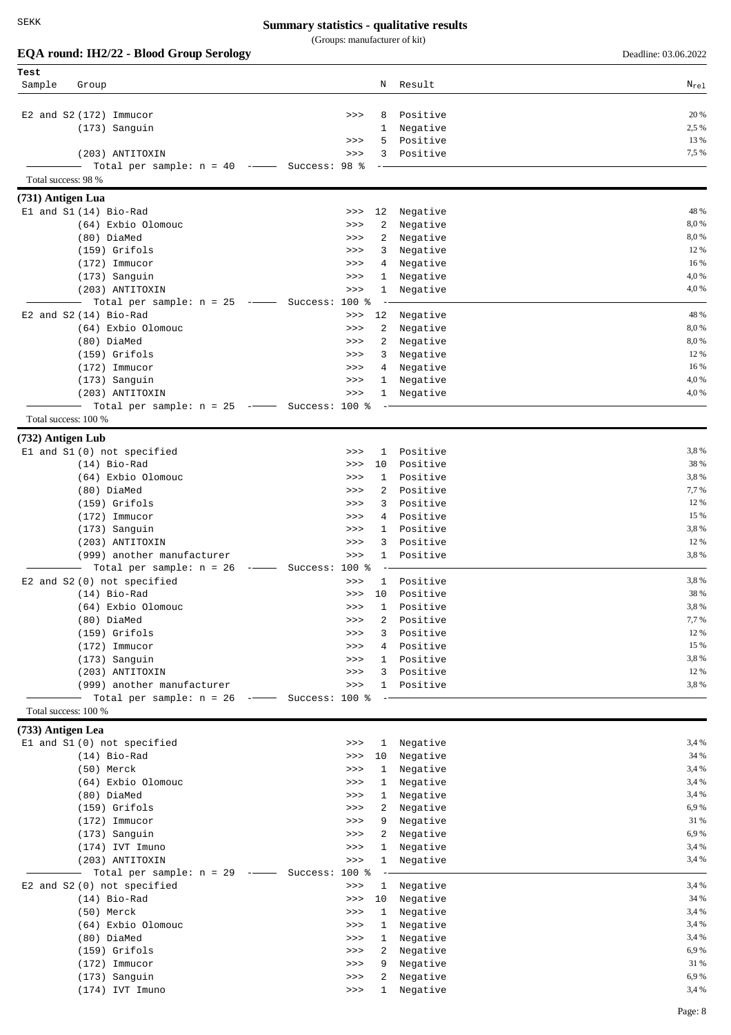# Summary statistics - qualitative results

(Groups: manufacturer of kit)

## EQA round: IH2/22 - Blood Group Serology

Deadline: 03.06.2022

| Sample | Group | | N | Result | $N_{rel}$ |
|---|---|---|---|---|---|
| E2 and S2 | (172) Immucor | >>> | 8 | Positive | 20 % |
| | (173) Sanguin | | 1 | Negative | 2,5 % |
| | | >>> | 5 | Positive | 13 % |
| | (203) ANTITOXIN | >>> | 3 | Positive | 7,5 % |
| | Total per sample: n = 40 | Success: 98 % | | | |

Total success: 98 %

### (731) Antigen Lua

| Sample | Group | | N | Result | $N_{rel}$ |
|---|---|---|---|---|---|
| E1 and S1 | (14) Bio-Rad | >>> | 12 | Negative | 48 % |
| | (64) Exbio Olomouc | >>> | 2 | Negative | 8,0 % |
| | (80) DiaMed | >>> | 2 | Negative | 8,0 % |
| | (159) Grifols | >>> | 3 | Negative | 12 % |
| | (172) Immucor | >>> | 4 | Negative | 16 % |
| | (173) Sanguin | >>> | 1 | Negative | 4,0 % |
| | (203) ANTITOXIN | >>> | 1 | Negative | 4,0 % |
| | Total per sample: n = 25 | Success: 100 % | | | |
| E2 and S2 | (14) Bio-Rad | >>> | 12 | Negative | 48 % |
| | (64) Exbio Olomouc | >>> | 2 | Negative | 8,0 % |
| | (80) DiaMed | >>> | 2 | Negative | 8,0 % |
| | (159) Grifols | >>> | 3 | Negative | 12 % |
| | (172) Immucor | >>> | 4 | Negative | 16 % |
| | (173) Sanguin | >>> | 1 | Negative | 4,0 % |
| | (203) ANTITOXIN | >>> | 1 | Negative | 4,0 % |
| | Total per sample: n = 25 | Success: 100 % | | | |

Total success: 100 %

### (732) Antigen Lub

| Sample | Group | | N | Result | $N_{rel}$ |
|---|---|---|---|---|---|
| E1 and S1 | (0) not specified | >>> | 1 | Positive | 3,8 % |
| | (14) Bio-Rad | >>> | 10 | Positive | 38 % |
| | (64) Exbio Olomouc | >>> | 1 | Positive | 3,8 % |
| | (80) DiaMed | >>> | 2 | Positive | 7,7 % |
| | (159) Grifols | >>> | 3 | Positive | 12 % |
| | (172) Immucor | >>> | 4 | Positive | 15 % |
| | (173) Sanguin | >>> | 1 | Positive | 3,8 % |
| | (203) ANTITOXIN | >>> | 3 | Positive | 12 % |
| | (999) another manufacturer | >>> | 1 | Positive | 3,8 % |
| | Total per sample: n = 26 | Success: 100 % | | | |
| E2 and S2 | (0) not specified | >>> | 1 | Positive | 3,8 % |
| | (14) Bio-Rad | >>> | 10 | Positive | 38 % |
| | (64) Exbio Olomouc | >>> | 1 | Positive | 3,8 % |
| | (80) DiaMed | >>> | 2 | Positive | 7,7 % |
| | (159) Grifols | >>> | 3 | Positive | 12 % |
| | (172) Immucor | >>> | 4 | Positive | 15 % |
| | (173) Sanguin | >>> | 1 | Positive | 3,8 % |
| | (203) ANTITOXIN | >>> | 3 | Positive | 12 % |
| | (999) another manufacturer | >>> | 1 | Positive | 3,8 % |
| | Total per sample: n = 26 | Success: 100 % | | | |

Total success: 100 %

### (733) Antigen Lea

| Sample | Group | | N | Result | $N_{rel}$ |
|---|---|---|---|---|---|
| E1 and S1 | (0) not specified | >>> | 1 | Negative | 3,4 % |
| | (14) Bio-Rad | >>> | 10 | Negative | 34 % |
| | (50) Merck | >>> | 1 | Negative | 3,4 % |
| | (64) Exbio Olomouc | >>> | 1 | Negative | 3,4 % |
| | (80) DiaMed | >>> | 1 | Negative | 3,4 % |
| | (159) Grifols | >>> | 2 | Negative | 6,9 % |
| | (172) Immucor | >>> | 9 | Negative | 31 % |
| | (173) Sanguin | >>> | 2 | Negative | 6,9 % |
| | (174) IVT Imuno | >>> | 1 | Negative | 3,4 % |
| | (203) ANTITOXIN | >>> | 1 | Negative | 3,4 % |
| | Total per sample: n = 29 | Success: 100 % | | | |
| E2 and S2 | (0) not specified | >>> | 1 | Negative | 3,4 % |
| | (14) Bio-Rad | >>> | 10 | Negative | 34 % |
| | (50) Merck | >>> | 1 | Negative | 3,4 % |
| | (64) Exbio Olomouc | >>> | 1 | Negative | 3,4 % |
| | (80) DiaMed | >>> | 1 | Negative | 3,4 % |
| | (159) Grifols | >>> | 2 | Negative | 6,9 % |
| | (172) Immucor | >>> | 9 | Negative | 31 % |
| | (173) Sanguin | >>> | 2 | Negative | 6,9 % |
| | (174) IVT Imuno | >>> | 1 | Negative | 3,4 % |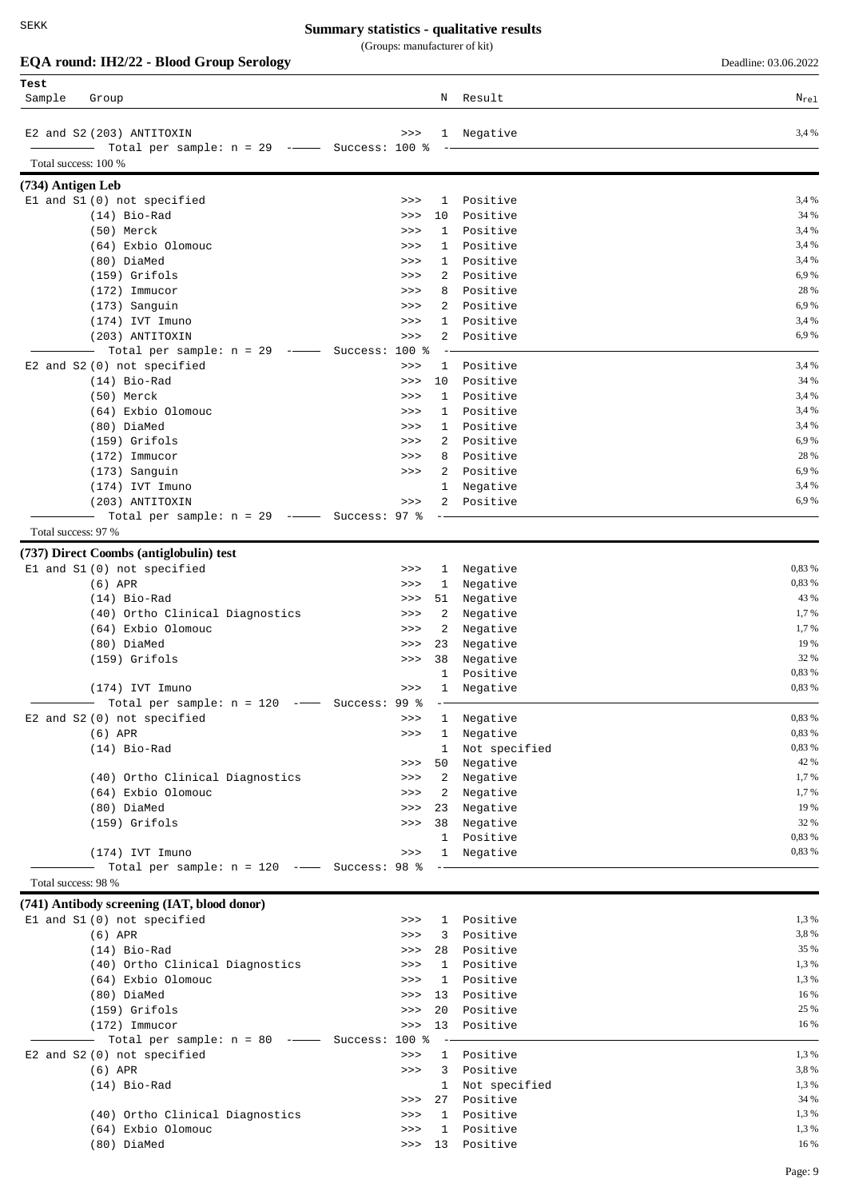## EQA round: IH2/22 - Blood Group Serology

Summary statistics - qualitative results
(Groups: manufacturer of kit)

Deadline: 03.06.2022

| Test Sample | Group | | N | Result | $N_{rel}$ |
|---|---|---|---|---|---|
| E2 and S2 | (203) ANTITOXIN | >>> | 1 | Negative | 3,4 % |
| | Total per sample: n = 29 | Success: 100 % | | | |

Total success: 100 %

### (734) Antigen Leb

| Sample | Group | | N | Result | $N_{rel}$ |
|---|---|---|---|---|---|
| E1 and S1 | (0) not specified | >>> | 1 | Positive | 3,4 % |
| | (14) Bio-Rad | >>> | 10 | Positive | 34 % |
| | (50) Merck | >>> | 1 | Positive | 3,4 % |
| | (64) Exbio Olomouc | >>> | 1 | Positive | 3,4 % |
| | (80) DiaMed | >>> | 1 | Positive | 3,4 % |
| | (159) Grifols | >>> | 2 | Positive | 6,9 % |
| | (172) Immucor | >>> | 8 | Positive | 28 % |
| | (173) Sanguin | >>> | 2 | Positive | 6,9 % |
| | (174) IVT Imuno | >>> | 1 | Positive | 3,4 % |
| | (203) ANTITOXIN | >>> | 2 | Positive | 6,9 % |
| | Total per sample: n = 29 | Success: 100 % | | | |
| E2 and S2 | (0) not specified | >>> | 1 | Positive | 3,4 % |
| | (14) Bio-Rad | >>> | 10 | Positive | 34 % |
| | (50) Merck | >>> | 1 | Positive | 3,4 % |
| | (64) Exbio Olomouc | >>> | 1 | Positive | 3,4 % |
| | (80) DiaMed | >>> | 1 | Positive | 3,4 % |
| | (159) Grifols | >>> | 2 | Positive | 6,9 % |
| | (172) Immucor | >>> | 8 | Positive | 28 % |
| | (173) Sanguin | >>> | 2 | Positive | 6,9 % |
| | (174) IVT Imuno | | 1 | Negative | 3,4 % |
| | (203) ANTITOXIN | >>> | 2 | Positive | 6,9 % |
| | Total per sample: n = 29 | Success: 97 % | | | |

Total success: 97 %

### (737) Direct Coombs (antiglobulin) test

| Sample | Group | | N | Result | $N_{rel}$ |
|---|---|---|---|---|---|
| E1 and S1 | (0) not specified | >>> | 1 | Negative | 0,83 % |
| | (6) APR | >>> | 1 | Negative | 0,83 % |
| | (14) Bio-Rad | >>> | 51 | Negative | 43 % |
| | (40) Ortho Clinical Diagnostics | >>> | 2 | Negative | 1,7 % |
| | (64) Exbio Olomouc | >>> | 2 | Negative | 1,7 % |
| | (80) DiaMed | >>> | 23 | Negative | 19 % |
| | (159) Grifols | >>> | 38 | Negative | 32 % |
| | | | 1 | Positive | 0,83 % |
| | (174) IVT Imuno | >>> | 1 | Negative | 0,83 % |
| | Total per sample: n = 120 | Success: 99 % | | | |
| E2 and S2 | (0) not specified | >>> | 1 | Negative | 0,83 % |
| | (6) APR | >>> | 1 | Negative | 0,83 % |
| | (14) Bio-Rad | | 1 | Not specified | 0,83 % |
| | | >>> | 50 | Negative | 42 % |
| | (40) Ortho Clinical Diagnostics | >>> | 2 | Negative | 1,7 % |
| | (64) Exbio Olomouc | >>> | 2 | Negative | 1,7 % |
| | (80) DiaMed | >>> | 23 | Negative | 19 % |
| | (159) Grifols | >>> | 38 | Negative | 32 % |
| | | | 1 | Positive | 0,83 % |
| | (174) IVT Imuno | >>> | 1 | Negative | 0,83 % |
| | Total per sample: n = 120 | Success: 98 % | | | |

Total success: 98 %

### (741) Antibody screening (IAT, blood donor)

| Sample | Group | | N | Result | $N_{rel}$ |
|---|---|---|---|---|---|
| E1 and S1 | (0) not specified | >>> | 1 | Positive | 1,3 % |
| | (6) APR | >>> | 3 | Positive | 3,8 % |
| | (14) Bio-Rad | >>> | 28 | Positive | 35 % |
| | (40) Ortho Clinical Diagnostics | >>> | 1 | Positive | 1,3 % |
| | (64) Exbio Olomouc | >>> | 1 | Positive | 1,3 % |
| | (80) DiaMed | >>> | 13 | Positive | 16 % |
| | (159) Grifols | >>> | 20 | Positive | 25 % |
| | (172) Immucor | >>> | 13 | Positive | 16 % |
| | Total per sample: n = 80 | Success: 100 % | | | |
| E2 and S2 | (0) not specified | >>> | 1 | Positive | 1,3 % |
| | (6) APR | >>> | 3 | Positive | 3,8 % |
| | (14) Bio-Rad | | 1 | Not specified | 1,3 % |
| | | >>> | 27 | Positive | 34 % |
| | (40) Ortho Clinical Diagnostics | >>> | 1 | Positive | 1,3 % |
| | (64) Exbio Olomouc | >>> | 1 | Positive | 1,3 % |
| | (80) DiaMed | >>> | 13 | Positive | 16 % |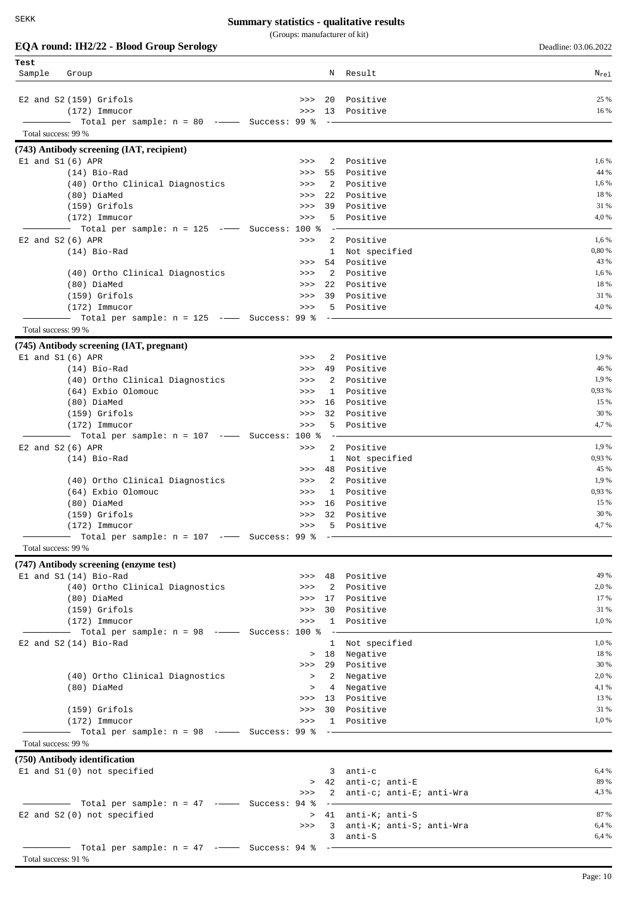SEKK

# Summary statistics - qualitative results

(Groups: manufacturer of kit)

**EQA round: IH2/22 - Blood Group Serology** — Deadline: 03.06.2022

| Test Sample | Group | | N | Result | $N_{rel}$ |
|---|---|---|---|---|---|
| E2 and S2 | (159) Grifols | >>> | 20 | Positive | 25 % |
| | (172) Immucor | >>> | 13 | Positive | 16 % |
| | Total per sample: n = 80 — Success: 99 % | | | | |

Total success: 99 %

## (743) Antibody screening (IAT, recipient)

| Test Sample | Group | | N | Result | $N_{rel}$ |
|---|---|---|---|---|---|
| E1 and S1 | (6) APR | >>> | 2 | Positive | 1,6 % |
| | (14) Bio-Rad | >>> | 55 | Positive | 44 % |
| | (40) Ortho Clinical Diagnostics | >>> | 2 | Positive | 1,6 % |
| | (80) DiaMed | >>> | 22 | Positive | 18 % |
| | (159) Grifols | >>> | 39 | Positive | 31 % |
| | (172) Immucor | >>> | 5 | Positive | 4,0 % |
| | Total per sample: n = 125 — Success: 100 % | | | | |
| E2 and S2 | (6) APR | >>> | 2 | Positive | 1,6 % |
| | (14) Bio-Rad | | 1 | Not specified | 0,80 % |
| | | >>> | 54 | Positive | 43 % |
| | (40) Ortho Clinical Diagnostics | >>> | 2 | Positive | 1,6 % |
| | (80) DiaMed | >>> | 22 | Positive | 18 % |
| | (159) Grifols | >>> | 39 | Positive | 31 % |
| | (172) Immucor | >>> | 5 | Positive | 4,0 % |
| | Total per sample: n = 125 — Success: 99 % | | | | |

Total success: 99 %

## (745) Antibody screening (IAT, pregnant)

| Test Sample | Group | | N | Result | $N_{rel}$ |
|---|---|---|---|---|---|
| E1 and S1 | (6) APR | >>> | 2 | Positive | 1,9 % |
| | (14) Bio-Rad | >>> | 49 | Positive | 46 % |
| | (40) Ortho Clinical Diagnostics | >>> | 2 | Positive | 1,9 % |
| | (64) Exbio Olomouc | >>> | 1 | Positive | 0,93 % |
| | (80) DiaMed | >>> | 16 | Positive | 15 % |
| | (159) Grifols | >>> | 32 | Positive | 30 % |
| | (172) Immucor | >>> | 5 | Positive | 4,7 % |
| | Total per sample: n = 107 — Success: 100 % | | | | |
| E2 and S2 | (6) APR | >>> | 2 | Positive | 1,9 % |
| | (14) Bio-Rad | | 1 | Not specified | 0,93 % |
| | | >>> | 48 | Positive | 45 % |
| | (40) Ortho Clinical Diagnostics | >>> | 2 | Positive | 1,9 % |
| | (64) Exbio Olomouc | >>> | 1 | Positive | 0,93 % |
| | (80) DiaMed | >>> | 16 | Positive | 15 % |
| | (159) Grifols | >>> | 32 | Positive | 30 % |
| | (172) Immucor | >>> | 5 | Positive | 4,7 % |
| | Total per sample: n = 107 — Success: 99 % | | | | |

Total success: 99 %

## (747) Antibody screening (enzyme test)

| Test Sample | Group | | N | Result | $N_{rel}$ |
|---|---|---|---|---|---|
| E1 and S1 | (14) Bio-Rad | >>> | 48 | Positive | 49 % |
| | (40) Ortho Clinical Diagnostics | >>> | 2 | Positive | 2,0 % |
| | (80) DiaMed | >>> | 17 | Positive | 17 % |
| | (159) Grifols | >>> | 30 | Positive | 31 % |
| | (172) Immucor | >>> | 1 | Positive | 1,0 % |
| | Total per sample: n = 98 — Success: 100 % | | | | |
| E2 and S2 | (14) Bio-Rad | | 1 | Not specified | 1,0 % |
| | | > | 18 | Negative | 18 % |
| | | >>> | 29 | Positive | 30 % |
| | (40) Ortho Clinical Diagnostics | > | 2 | Negative | 2,0 % |
| | (80) DiaMed | > | 4 | Negative | 4,1 % |
| | | >>> | 13 | Positive | 13 % |
| | (159) Grifols | >>> | 30 | Positive | 31 % |
| | (172) Immucor | >>> | 1 | Positive | 1,0 % |
| | Total per sample: n = 98 — Success: 99 % | | | | |

Total success: 99 %

## (750) Antibody identification

| Test Sample | Group | | N | Result | $N_{rel}$ |
|---|---|---|---|---|---|
| E1 and S1 | (0) not specified | | 3 | anti-c | 6,4 % |
| | | > | 42 | anti-c; anti-E | 89 % |
| | | >>> | 2 | anti-c; anti-E; anti-Wra | 4,3 % |
| | Total per sample: n = 47 — Success: 94 % | | | | |
| E2 and S2 | (0) not specified | > | 41 | anti-K; anti-S | 87 % |
| | | >>> | 3 | anti-K; anti-S; anti-Wra | 6,4 % |
| | | | 3 | anti-S | 6,4 % |
| | Total per sample: n = 47 — Success: 94 % | | | | |

Total success: 91 %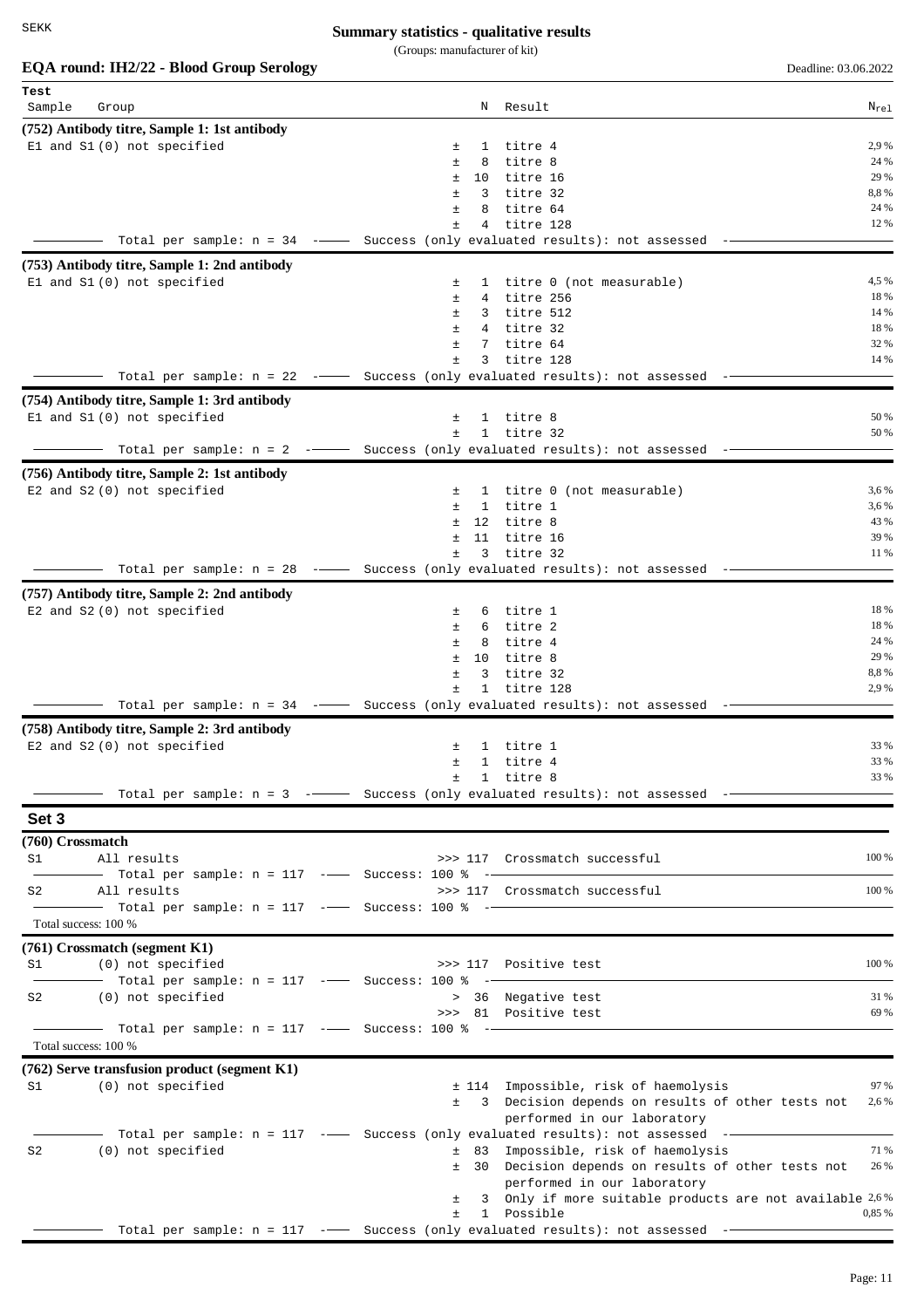**Summary statistics - qualitative results**

(Groups: manufacturer of kit)

**EQA round: IH2/22 - Blood Group Serology** — Deadline: 03.06.2022

| Test Sample | Group | | N | Result | $N_{rel}$ |
|---|---|---|---|---|---|
| **(752) Antibody titre, Sample 1: 1st antibody** | | | | | |
| E1 and S1 | (0) not specified | ± | 1 | titre 4 | 2,9 % |
| | | ± | 8 | titre 8 | 24 % |
| | | ± | 10 | titre 16 | 29 % |
| | | ± | 3 | titre 32 | 8,8 % |
| | | ± | 8 | titre 64 | 24 % |
| | | ± | 4 | titre 128 | 12 % |
| | Total per sample: n = 34 | | | Success (only evaluated results): not assessed | |
| **(753) Antibody titre, Sample 1: 2nd antibody** | | | | | |
| E1 and S1 | (0) not specified | ± | 1 | titre 0 (not measurable) | 4,5 % |
| | | ± | 4 | titre 256 | 18 % |
| | | ± | 3 | titre 512 | 14 % |
| | | ± | 4 | titre 32 | 18 % |
| | | ± | 7 | titre 64 | 32 % |
| | | ± | 3 | titre 128 | 14 % |
| | Total per sample: n = 22 | | | Success (only evaluated results): not assessed | |
| **(754) Antibody titre, Sample 1: 3rd antibody** | | | | | |
| E1 and S1 | (0) not specified | ± | 1 | titre 8 | 50 % |
| | | ± | 1 | titre 32 | 50 % |
| | Total per sample: n = 2 | | | Success (only evaluated results): not assessed | |
| **(756) Antibody titre, Sample 2: 1st antibody** | | | | | |
| E2 and S2 | (0) not specified | ± | 1 | titre 0 (not measurable) | 3,6 % |
| | | ± | 1 | titre 1 | 3,6 % |
| | | ± | 12 | titre 8 | 43 % |
| | | ± | 11 | titre 16 | 39 % |
| | | ± | 3 | titre 32 | 11 % |
| | Total per sample: n = 28 | | | Success (only evaluated results): not assessed | |
| **(757) Antibody titre, Sample 2: 2nd antibody** | | | | | |
| E2 and S2 | (0) not specified | ± | 6 | titre 1 | 18 % |
| | | ± | 6 | titre 2 | 18 % |
| | | ± | 8 | titre 4 | 24 % |
| | | ± | 10 | titre 8 | 29 % |
| | | ± | 3 | titre 32 | 8,8 % |
| | | ± | 1 | titre 128 | 2,9 % |
| | Total per sample: n = 34 | | | Success (only evaluated results): not assessed | |
| **(758) Antibody titre, Sample 2: 3rd antibody** | | | | | |
| E2 and S2 | (0) not specified | ± | 1 | titre 1 | 33 % |
| | | ± | 1 | titre 4 | 33 % |
| | | ± | 1 | titre 8 | 33 % |
| | Total per sample: n = 3 | | | Success (only evaluated results): not assessed | |

## Set 3

| Test Sample | Group | | N | Result | $N_{rel}$ |
|---|---|---|---|---|---|
| **(760) Crossmatch** | | | | | |
| S1 | All results | >>> | 117 | Crossmatch successful | 100 % |
| | Total per sample: n = 117 | | | Success: 100 % | |
| S2 | All results | >>> | 117 | Crossmatch successful | 100 % |
| | Total per sample: n = 117 | | | Success: 100 % | |
| Total success: 100 % | | | | | |
| **(761) Crossmatch (segment K1)** | | | | | |
| S1 | (0) not specified | >>> | 117 | Positive test | 100 % |
| | Total per sample: n = 117 | | | Success: 100 % | |
| S2 | (0) not specified | > | 36 | Negative test | 31 % |
| | | >>> | 81 | Positive test | 69 % |
| | Total per sample: n = 117 | | | Success: 100 % | |
| Total success: 100 % | | | | | |
| **(762) Serve transfusion product (segment K1)** | | | | | |
| S1 | (0) not specified | ± | 114 | Impossible, risk of haemolysis | 97 % |
| | | ± | 3 | Decision depends on results of other tests not performed in our laboratory | 2,6 % |
| | Total per sample: n = 117 | | | Success (only evaluated results): not assessed | |
| S2 | (0) not specified | ± | 83 | Impossible, risk of haemolysis | 71 % |
| | | ± | 30 | Decision depends on results of other tests not performed in our laboratory | 26 % |
| | | ± | 3 | Only if more suitable products are not available | 2,6 % |
| | | ± | 1 | Possible | 0,85 % |
| | Total per sample: n = 117 | | | Success (only evaluated results): not assessed | |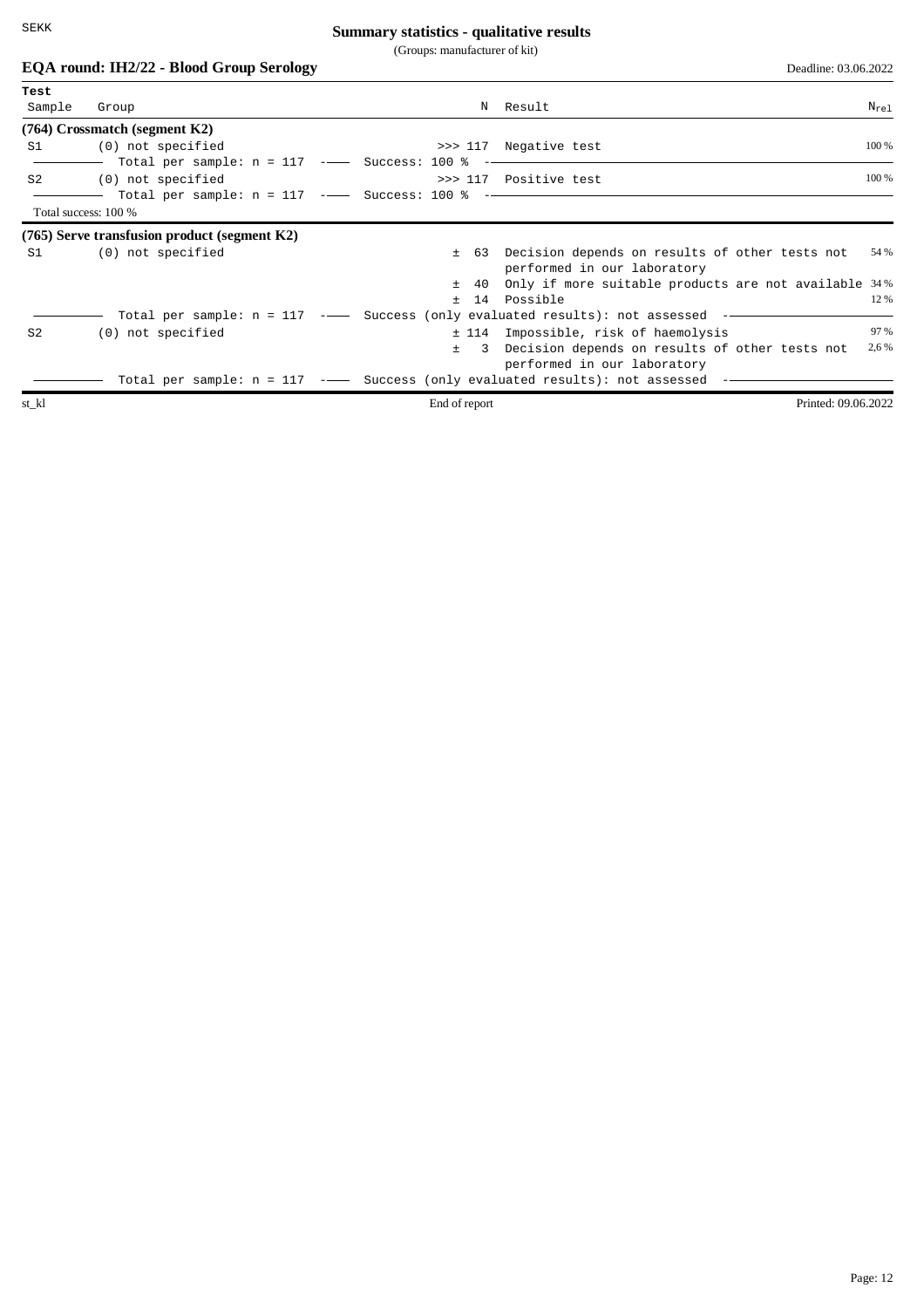SEKK

# Summary statistics - qualitative results

(Groups: manufacturer of kit)

## EQA round: IH2/22 - Blood Group Serology

Deadline: 03.06.2022

| Test Sample | Group | N | Result | $N_{rel}$ |
|---|---|---|---|---|
| **(764) Crossmatch (segment K2)** | | | | |
| S1 | (0) not specified | >>> 117 | Negative test | 100 % |
| | Total per sample: n = 117 | Success: 100 % | | |
| S2 | (0) not specified | >>> 117 | Positive test | 100 % |
| | Total per sample: n = 117 | Success: 100 % | | |
| Total success: 100 % | | | | |
| **(765) Serve transfusion product (segment K2)** | | | | |
| S1 | (0) not specified | ± 63 | Decision depends on results of other tests not performed in our laboratory | 54 % |
| | | ± 40 | Only if more suitable products are not available | 34 % |
| | | ± 14 | Possible | 12 % |
| | Total per sample: n = 117 | Success (only evaluated results): not assessed | | |
| S2 | (0) not specified | ± 114 | Impossible, risk of haemolysis | 97 % |
| | | ± 3 | Decision depends on results of other tests not performed in our laboratory | 2,6 % |
| | Total per sample: n = 117 | Success (only evaluated results): not assessed | | |

st_kl

End of report

Printed: 09.06.2022